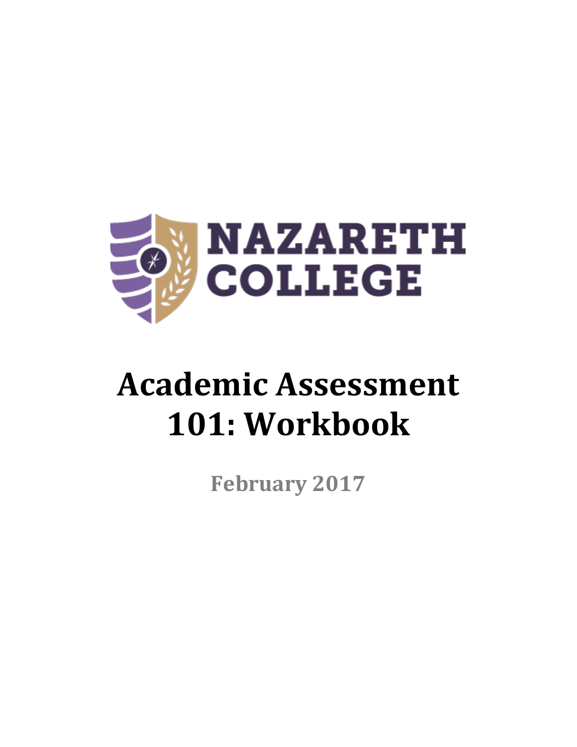NAZARETH COLLEGE

# Academic Assessment 101: Workbook

**February 2017**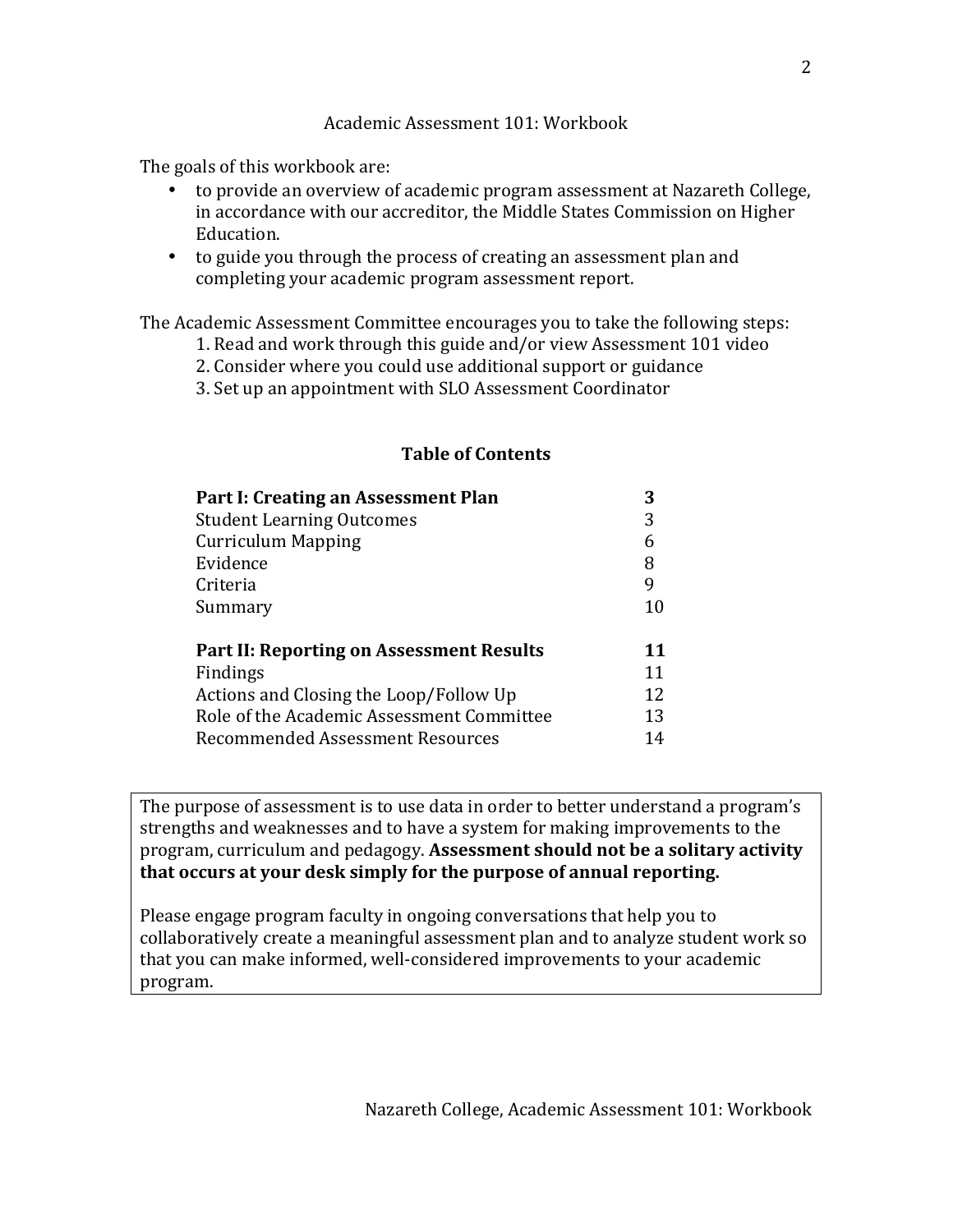# Academic Assessment 101: Workbook

The goals of this workbook are:

- to provide an overview of academic program assessment at Nazareth College, in accordance with our accreditor, the Middle States Commission on Higher Education.
- to guide you through the process of creating an assessment plan and completing your academic program assessment report.

The Academic Assessment Committee encourages you to take the following steps:

1. Read and work through this guide and/or view Assessment 101 video
2. Consider where you could use additional support or guidance
3. Set up an appointment with SLO Assessment Coordinator

## Table of Contents

| | |
|---|---|
| **Part I: Creating an Assessment Plan** | **3** |
| Student Learning Outcomes | 3 |
| Curriculum Mapping | 6 |
| Evidence | 8 |
| Criteria | 9 |
| Summary | 10 |
| **Part II: Reporting on Assessment Results** | **11** |
| Findings | 11 |
| Actions and Closing the Loop/Follow Up | 12 |
| Role of the Academic Assessment Committee | 13 |
| Recommended Assessment Resources | 14 |

The purpose of assessment is to use data in order to better understand a program's strengths and weaknesses and to have a system for making improvements to the program, curriculum and pedagogy. **Assessment should not be a solitary activity that occurs at your desk simply for the purpose of annual reporting.**

Please engage program faculty in ongoing conversations that help you to collaboratively create a meaningful assessment plan and to analyze student work so that you can make informed, well-considered improvements to your academic program.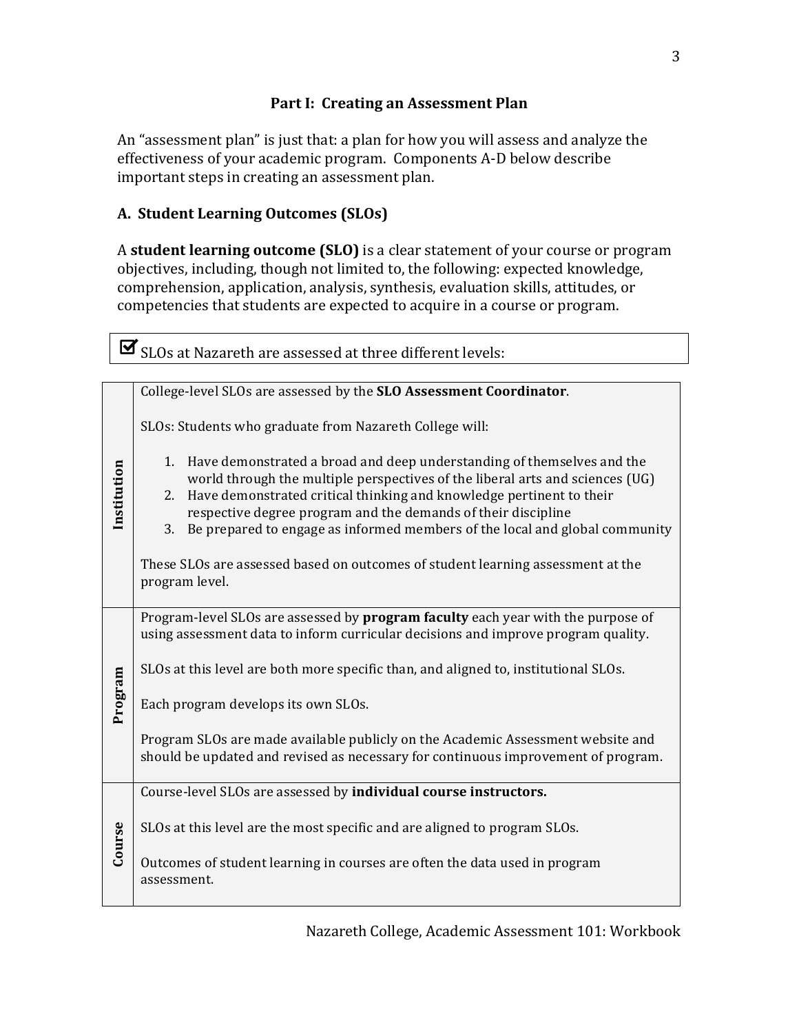## Part I: Creating an Assessment Plan

An "assessment plan" is just that: a plan for how you will assess and analyze the effectiveness of your academic program. Components A-D below describe important steps in creating an assessment plan.

### A. Student Learning Outcomes (SLOs)

A **student learning outcome (SLO)** is a clear statement of your course or program objectives, including, though not limited to, the following: expected knowledge, comprehension, application, analysis, synthesis, evaluation skills, attitudes, or competencies that students are expected to acquire in a course or program.

☑ SLOs at Nazareth are assessed at three different levels:

| Level | Description |
|---|---|
| **Institution** | College-level SLOs are assessed by the **SLO Assessment Coordinator**.<br><br>SLOs: Students who graduate from Nazareth College will:<br><br>1. Have demonstrated a broad and deep understanding of themselves and the world through the multiple perspectives of the liberal arts and sciences (UG)<br>2. Have demonstrated critical thinking and knowledge pertinent to their respective degree program and the demands of their discipline<br>3. Be prepared to engage as informed members of the local and global community<br><br>These SLOs are assessed based on outcomes of student learning assessment at the program level. |
| **Program** | Program-level SLOs are assessed by **program faculty** each year with the purpose of using assessment data to inform curricular decisions and improve program quality.<br><br>SLOs at this level are both more specific than, and aligned to, institutional SLOs.<br><br>Each program develops its own SLOs.<br><br>Program SLOs are made available publicly on the Academic Assessment website and should be updated and revised as necessary for continuous improvement of program. |
| **Course** | Course-level SLOs are assessed by **individual course instructors.**<br><br>SLOs at this level are the most specific and are aligned to program SLOs.<br><br>Outcomes of student learning in courses are often the data used in program assessment. |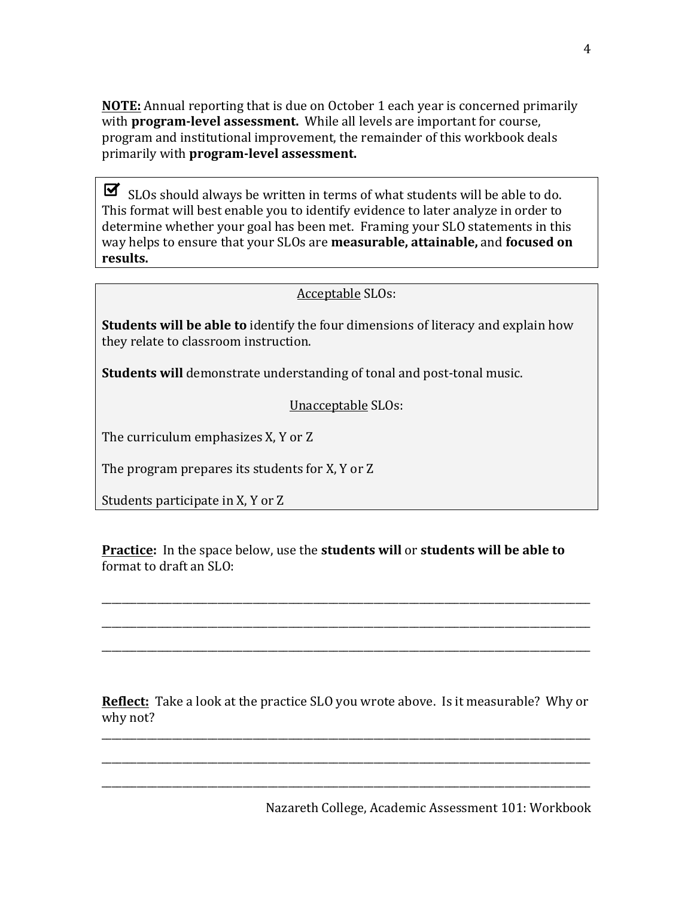**NOTE:** Annual reporting that is due on October 1 each year is concerned primarily with **program-level assessment.** While all levels are important for course, program and institutional improvement, the remainder of this workbook deals primarily with **program-level assessment.**

☑ SLOs should always be written in terms of what students will be able to do. This format will best enable you to identify evidence to later analyze in order to determine whether your goal has been met. Framing your SLO statements in this way helps to ensure that your SLOs are **measurable, attainable,** and **focused on results.**

<u>Acceptable</u> SLOs:

**Students will be able to** identify the four dimensions of literacy and explain how they relate to classroom instruction.

**Students will** demonstrate understanding of tonal and post-tonal music.

<u>Unacceptable</u> SLOs:

The curriculum emphasizes X, Y or Z

The program prepares its students for X, Y or Z

Students participate in X, Y or Z

**<u>Practice</u>:** In the space below, use the **students will** or **students will be able to** format to draft an SLO:

_______________________________________________________________________________

_______________________________________________________________________________

_______________________________________________________________________________

**<u>Reflect</u>:** Take a look at the practice SLO you wrote above. Is it measurable? Why or why not?

_______________________________________________________________________________

_______________________________________________________________________________

_______________________________________________________________________________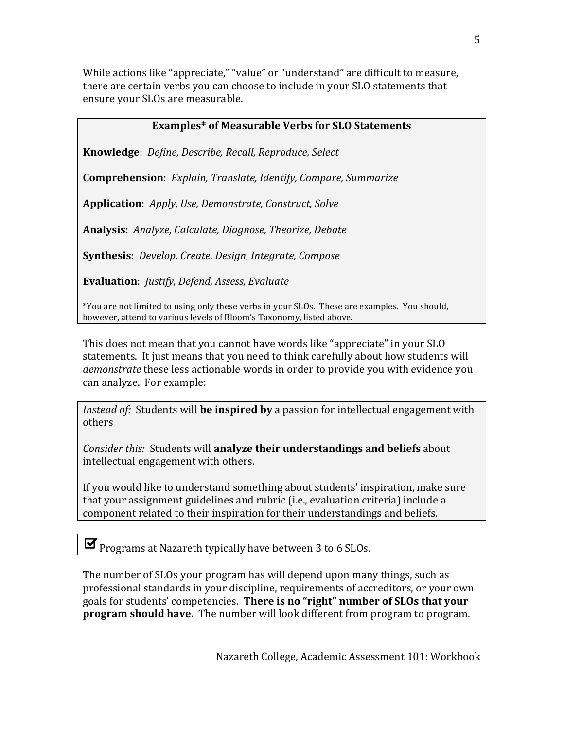While actions like "appreciate," "value" or "understand" are difficult to measure, there are certain verbs you can choose to include in your SLO statements that ensure your SLOs are measurable.

**Examples* of Measurable Verbs for SLO Statements**

**Knowledge**: *Define, Describe, Recall, Reproduce, Select*

**Comprehension**: *Explain, Translate, Identify, Compare, Summarize*

**Application**: *Apply, Use, Demonstrate, Construct, Solve*

**Analysis**: *Analyze, Calculate, Diagnose, Theorize, Debate*

**Synthesis**: *Develop, Create, Design, Integrate, Compose*

**Evaluation**: *Justify, Defend, Assess, Evaluate*

*You are not limited to using only these verbs in your SLOs. These are examples. You should, however, attend to various levels of Bloom's Taxonomy, listed above.

This does not mean that you cannot have words like "appreciate" in your SLO statements. It just means that you need to think carefully about how students will *demonstrate* these less actionable words in order to provide you with evidence you can analyze. For example:

*Instead of:* Students will **be inspired by** a passion for intellectual engagement with others

*Consider this:* Students will **analyze their understandings and beliefs** about intellectual engagement with others.

If you would like to understand something about students' inspiration, make sure that your assignment guidelines and rubric (i.e., evaluation criteria) include a component related to their inspiration for their understandings and beliefs.

☑ Programs at Nazareth typically have between 3 to 6 SLOs.

The number of SLOs your program has will depend upon many things, such as professional standards in your discipline, requirements of accreditors, or your own goals for students' competencies. **There is no "right" number of SLOs that your program should have.** The number will look different from program to program.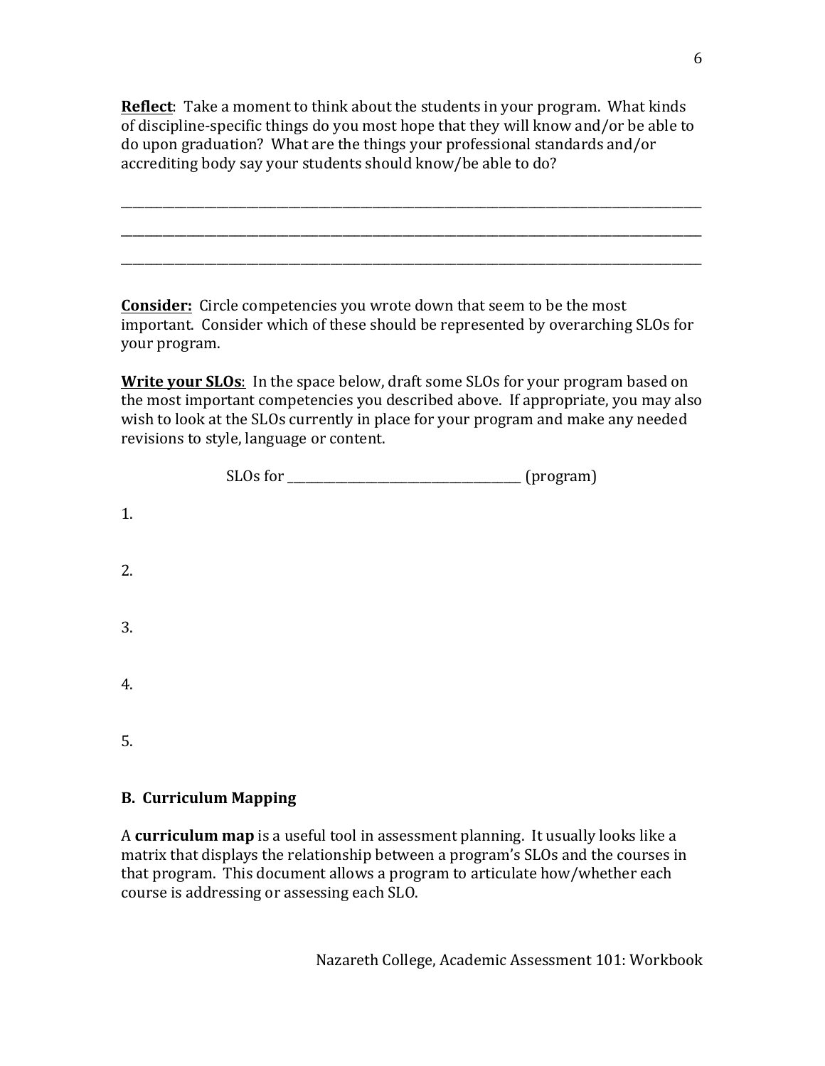**Reflect**: Take a moment to think about the students in your program. What kinds of discipline-specific things do you most hope that they will know and/or be able to do upon graduation? What are the things your professional standards and/or accrediting body say your students should know/be able to do?

______________________________________________________________________________

______________________________________________________________________________

______________________________________________________________________________

**Consider:** Circle competencies you wrote down that seem to be the most important. Consider which of these should be represented by overarching SLOs for your program.

**Write your SLOs**: In the space below, draft some SLOs for your program based on the most important competencies you described above. If appropriate, you may also wish to look at the SLOs currently in place for your program and make any needed revisions to style, language or content.

SLOs for ______________________________ (program)

1.

2.

3.

4.

5.

## B. Curriculum Mapping

A **curriculum map** is a useful tool in assessment planning. It usually looks like a matrix that displays the relationship between a program's SLOs and the courses in that program. This document allows a program to articulate how/whether each course is addressing or assessing each SLO.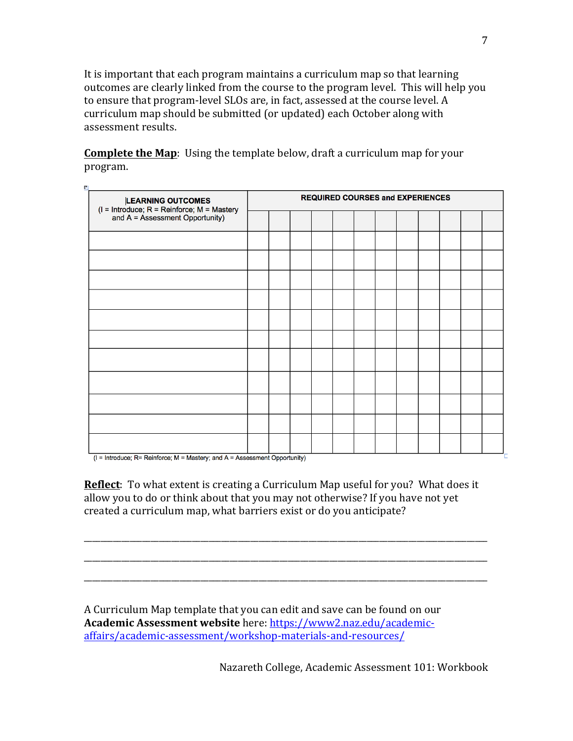It is important that each program maintains a curriculum map so that learning outcomes are clearly linked from the course to the program level. This will help you to ensure that program-level SLOs are, in fact, assessed at the course level. A curriculum map should be submitted (or updated) each October along with assessment results.

**Complete the Map**: Using the template below, draft a curriculum map for your program.

| **LEARNING OUTCOMES** (I = Introduce; R = Reinforce; M = Mastery and A = Assessment Opportunity) | **REQUIRED COURSES and EXPERIENCES** | | | | | | | | | | | |
|---|---|---|---|---|---|---|---|---|---|---|---|---|
| | | | | | | | | | | | | |
| | | | | | | | | | | | | |
| | | | | | | | | | | | | |
| | | | | | | | | | | | | |
| | | | | | | | | | | | | |
| | | | | | | | | | | | | |
| | | | | | | | | | | | | |
| | | | | | | | | | | | | |
| | | | | | | | | | | | | |
| | | | | | | | | | | | | |
| | | | | | | | | | | | | |
| | | | | | | | | | | | | |

(I = Introduce; R= Reinforce; M = Mastery; and A = Assessment Opportunity)

**Reflect**: To what extent is creating a Curriculum Map useful for you? What does it allow you to do or think about that you may not otherwise? If you have not yet created a curriculum map, what barriers exist or do you anticipate?

______________________________________________________________________________

______________________________________________________________________________

______________________________________________________________________________

A Curriculum Map template that you can edit and save can be found on our **Academic Assessment website** here: [https://www2.naz.edu/academic-affairs/academic-assessment/workshop-materials-and-resources/](https://www2.naz.edu/academic-affairs/academic-assessment/workshop-materials-and-resources/)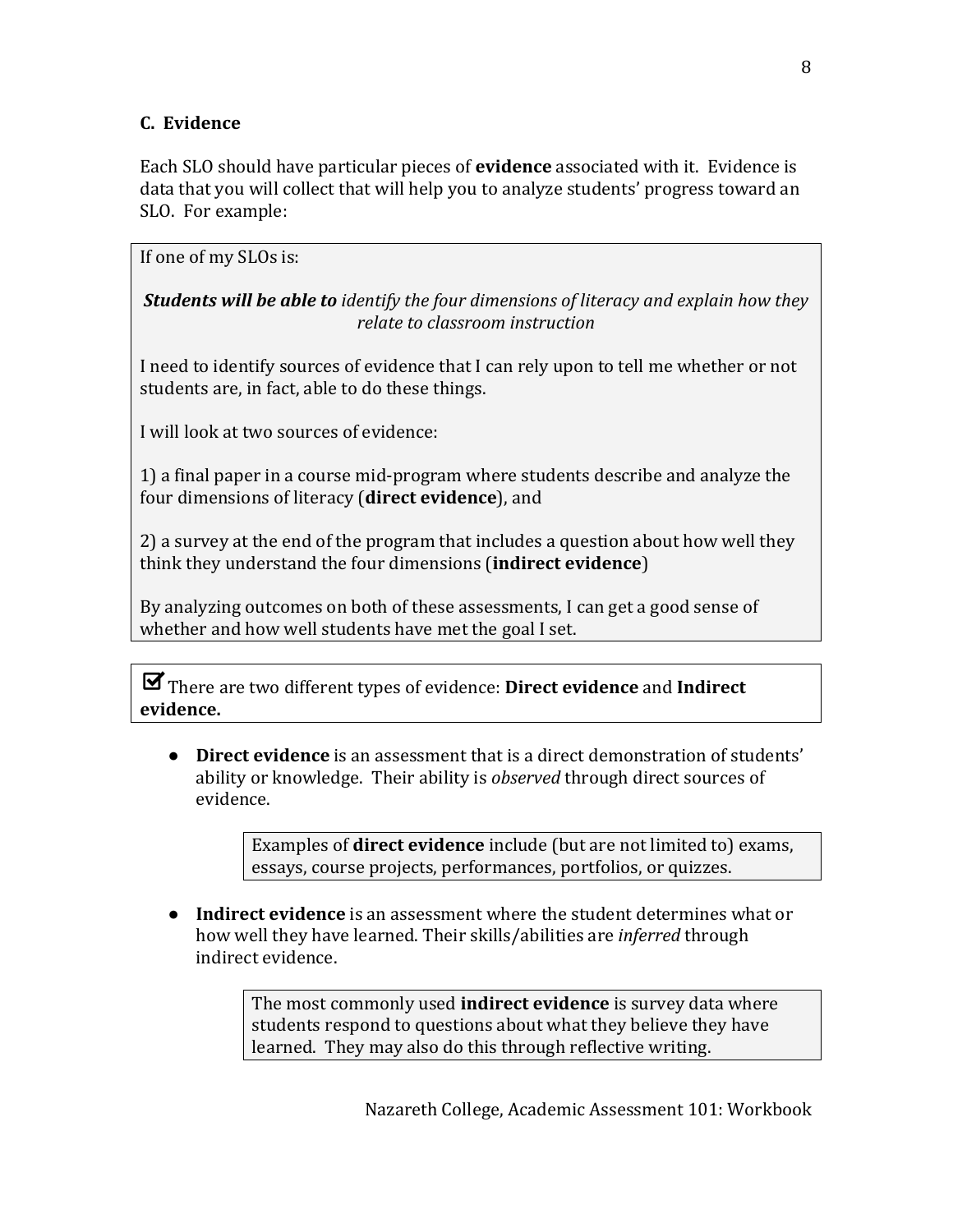## C. Evidence

Each SLO should have particular pieces of **evidence** associated with it. Evidence is data that you will collect that will help you to analyze students' progress toward an SLO. For example:

> If one of my SLOs is:
>
> ***Students will be able to*** *identify the four dimensions of literacy and explain how they relate to classroom instruction*
>
> I need to identify sources of evidence that I can rely upon to tell me whether or not students are, in fact, able to do these things.
>
> I will look at two sources of evidence:
>
> 1) a final paper in a course mid-program where students describe and analyze the four dimensions of literacy (**direct evidence**), and
>
> 2) a survey at the end of the program that includes a question about how well they think they understand the four dimensions (**indirect evidence**)
>
> By analyzing outcomes on both of these assessments, I can get a good sense of whether and how well students have met the goal I set.

> ☑ There are two different types of evidence: **Direct evidence** and **Indirect evidence.**

- **Direct evidence** is an assessment that is a direct demonstration of students' ability or knowledge. Their ability is *observed* through direct sources of evidence.

  > Examples of **direct evidence** include (but are not limited to) exams, essays, course projects, performances, portfolios, or quizzes.

- **Indirect evidence** is an assessment where the student determines what or how well they have learned. Their skills/abilities are *inferred* through indirect evidence.

  > The most commonly used **indirect evidence** is survey data where students respond to questions about what they believe they have learned. They may also do this through reflective writing.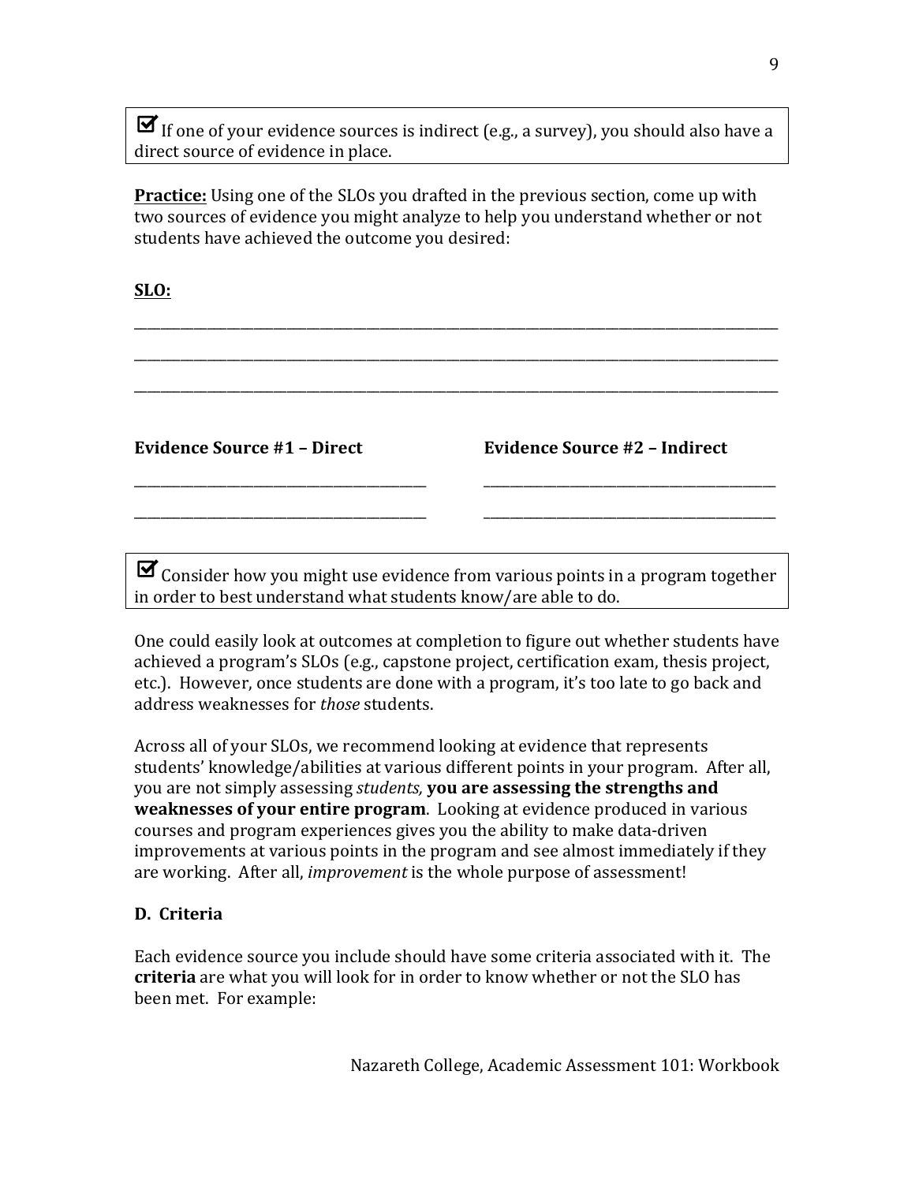☑ If one of your evidence sources is indirect (e.g., a survey), you should also have a direct source of evidence in place.

**Practice:** Using one of the SLOs you drafted in the previous section, come up with two sources of evidence you might analyze to help you understand whether or not students have achieved the outcome you desired:

**SLO:**

______________________________________________________________________________

______________________________________________________________________________

______________________________________________________________________________

| **Evidence Source #1 – Direct** | **Evidence Source #2 – Indirect** |
|---|---|
| ________________________________ | ________________________________ |
| ________________________________ | ________________________________ |

☑ Consider how you might use evidence from various points in a program together in order to best understand what students know/are able to do.

One could easily look at outcomes at completion to figure out whether students have achieved a program's SLOs (e.g., capstone project, certification exam, thesis project, etc.). However, once students are done with a program, it's too late to go back and address weaknesses for *those* students.

Across all of your SLOs, we recommend looking at evidence that represents students' knowledge/abilities at various different points in your program. After all, you are not simply assessing *students,* **you are assessing the strengths and weaknesses of your entire program**. Looking at evidence produced in various courses and program experiences gives you the ability to make data-driven improvements at various points in the program and see almost immediately if they are working. After all, *improvement* is the whole purpose of assessment!

### D. Criteria

Each evidence source you include should have some criteria associated with it. The **criteria** are what you will look for in order to know whether or not the SLO has been met. For example: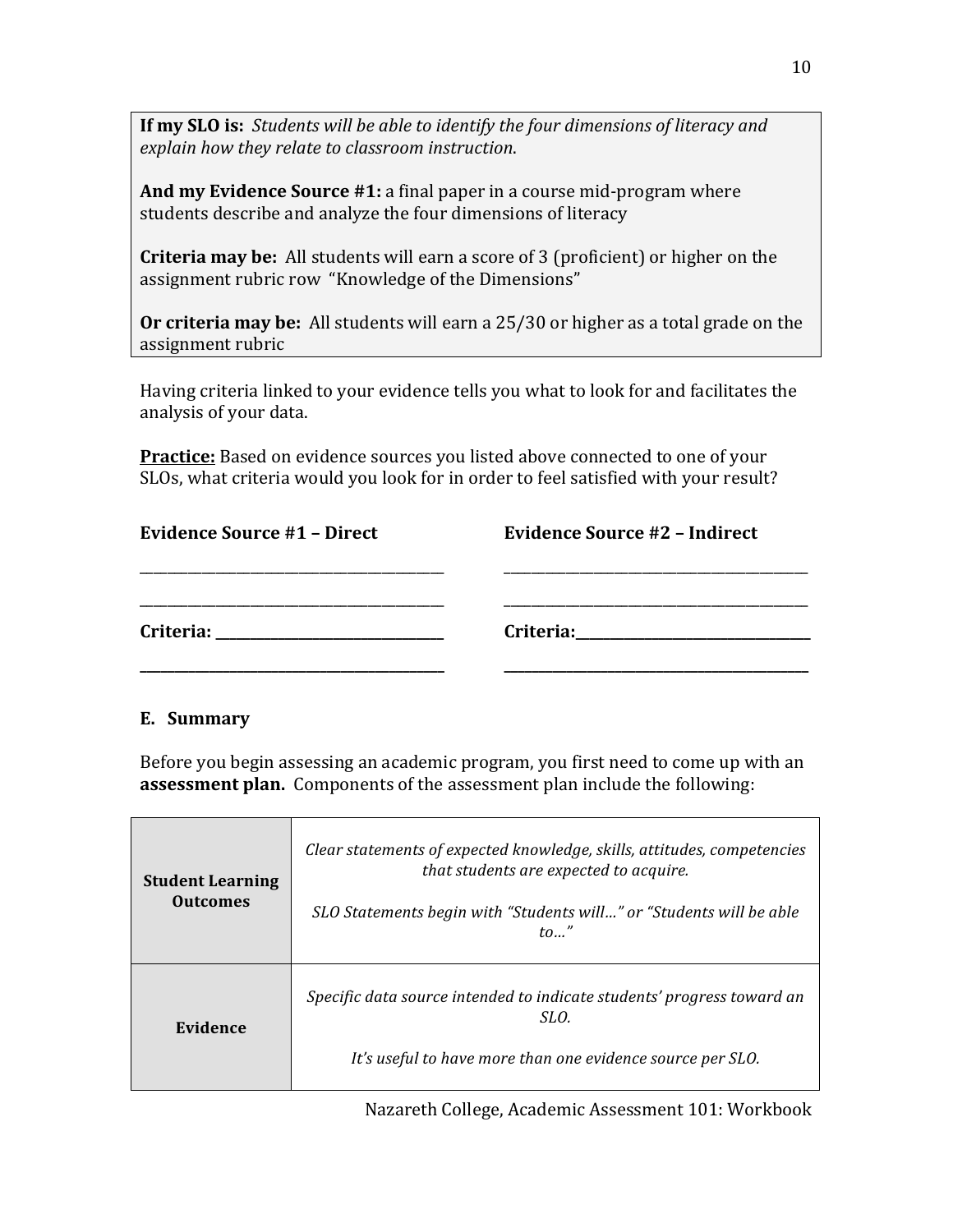**If my SLO is:** *Students will be able to identify the four dimensions of literacy and explain how they relate to classroom instruction*.

**And my Evidence Source #1:** a final paper in a course mid-program where students describe and analyze the four dimensions of literacy

**Criteria may be:** All students will earn a score of 3 (proficient) or higher on the assignment rubric row "Knowledge of the Dimensions"

**Or criteria may be:** All students will earn a 25/30 or higher as a total grade on the assignment rubric

Having criteria linked to your evidence tells you what to look for and facilitates the analysis of your data.

**Practice:** Based on evidence sources you listed above connected to one of your SLOs, what criteria would you look for in order to feel satisfied with your result?

| **Evidence Source #1 – Direct** | **Evidence Source #2 – Indirect** |
|---|---|
| ____________________________________ | ____________________________________ |
| ____________________________________ | ____________________________________ |
| **Criteria:** ___________________________ | **Criteria:**___________________________ |
| ____________________________________ | ____________________________________ |

### E. Summary

Before you begin assessing an academic program, you first need to come up with an **assessment plan.** Components of the assessment plan include the following:

| | |
|---|---|
| **Student Learning Outcomes** | *Clear statements of expected knowledge, skills, attitudes, competencies that students are expected to acquire.*<br><br>*SLO Statements begin with "Students will…" or "Students will be able to…"* |
| **Evidence** | *Specific data source intended to indicate students' progress toward an SLO.*<br><br>*It's useful to have more than one evidence source per SLO.* |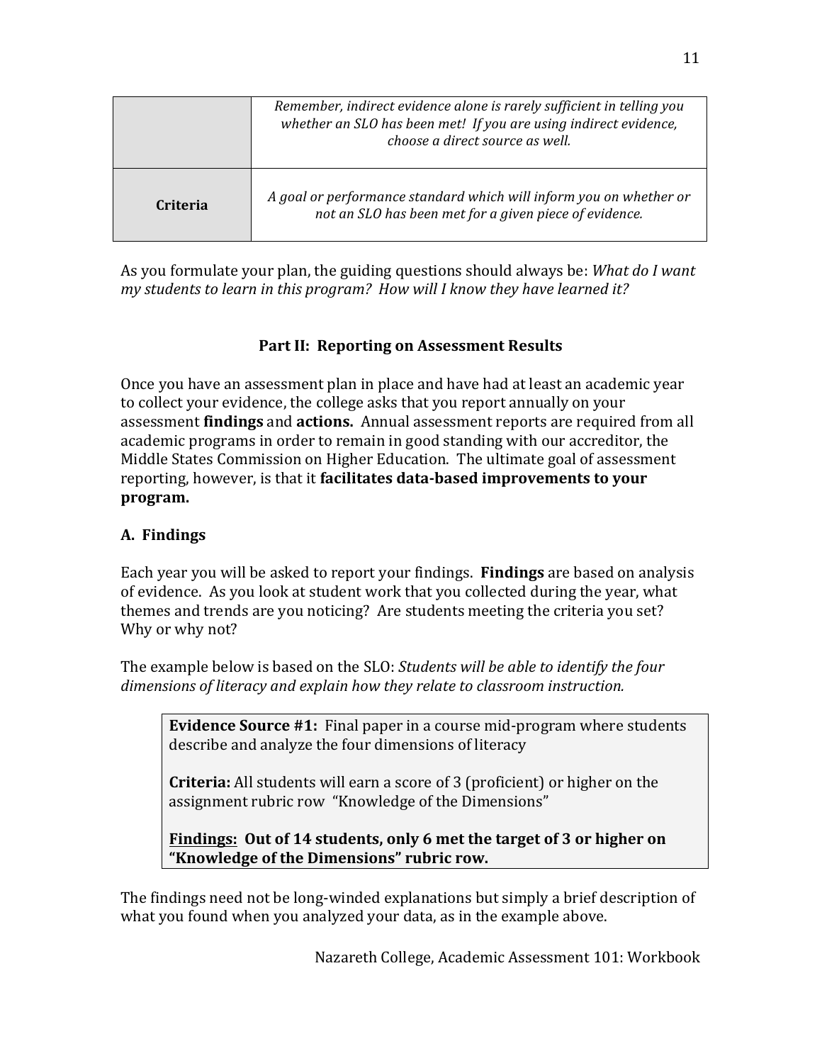| | |
|---|---|
| | *Remember, indirect evidence alone is rarely sufficient in telling you whether an SLO has been met! If you are using indirect evidence, choose a direct source as well.* |
| **Criteria** | *A goal or performance standard which will inform you on whether or not an SLO has been met for a given piece of evidence.* |

As you formulate your plan, the guiding questions should always be: *What do I want my students to learn in this program? How will I know they have learned it?*

## Part II: Reporting on Assessment Results

Once you have an assessment plan in place and have had at least an academic year to collect your evidence, the college asks that you report annually on your assessment **findings** and **actions.** Annual assessment reports are required from all academic programs in order to remain in good standing with our accreditor, the Middle States Commission on Higher Education. The ultimate goal of assessment reporting, however, is that it **facilitates data-based improvements to your program.**

### A. Findings

Each year you will be asked to report your findings. **Findings** are based on analysis of evidence. As you look at student work that you collected during the year, what themes and trends are you noticing? Are students meeting the criteria you set? Why or why not?

The example below is based on the SLO: *Students will be able to identify the four dimensions of literacy and explain how they relate to classroom instruction.*

> **Evidence Source #1:** Final paper in a course mid-program where students describe and analyze the four dimensions of literacy
>
> **Criteria:** All students will earn a score of 3 (proficient) or higher on the assignment rubric row "Knowledge of the Dimensions"
>
> **<u>Findings:</u> Out of 14 students, only 6 met the target of 3 or higher on "Knowledge of the Dimensions" rubric row.**

The findings need not be long-winded explanations but simply a brief description of what you found when you analyzed your data, as in the example above.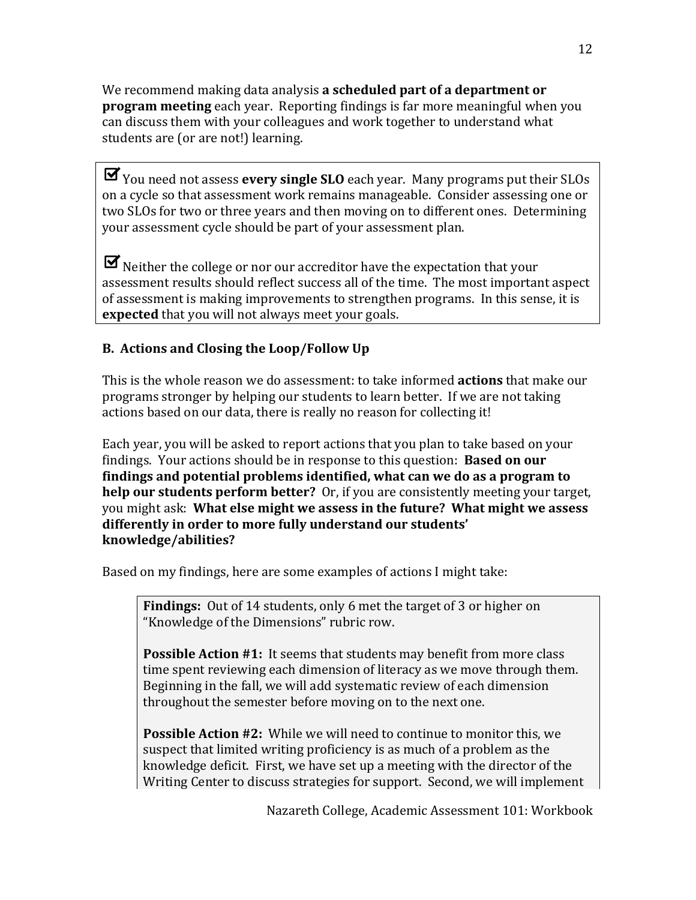We recommend making data analysis **a scheduled part of a department or program meeting** each year. Reporting findings is far more meaningful when you can discuss them with your colleagues and work together to understand what students are (or are not!) learning.

☑ You need not assess **every single SLO** each year. Many programs put their SLOs on a cycle so that assessment work remains manageable. Consider assessing one or two SLOs for two or three years and then moving on to different ones. Determining your assessment cycle should be part of your assessment plan.

☑ Neither the college or nor our accreditor have the expectation that your assessment results should reflect success all of the time. The most important aspect of assessment is making improvements to strengthen programs. In this sense, it is **expected** that you will not always meet your goals.

### B. Actions and Closing the Loop/Follow Up

This is the whole reason we do assessment: to take informed **actions** that make our programs stronger by helping our students to learn better. If we are not taking actions based on our data, there is really no reason for collecting it!

Each year, you will be asked to report actions that you plan to take based on your findings. Your actions should be in response to this question: **Based on our findings and potential problems identified, what can we do as a program to help our students perform better?** Or, if you are consistently meeting your target, you might ask: **What else might we assess in the future? What might we assess differently in order to more fully understand our students' knowledge/abilities?**

Based on my findings, here are some examples of actions I might take:

**Findings:** Out of 14 students, only 6 met the target of 3 or higher on "Knowledge of the Dimensions" rubric row.

**Possible Action #1:** It seems that students may benefit from more class time spent reviewing each dimension of literacy as we move through them. Beginning in the fall, we will add systematic review of each dimension throughout the semester before moving on to the next one.

**Possible Action #2:** While we will need to continue to monitor this, we suspect that limited writing proficiency is as much of a problem as the knowledge deficit. First, we have set up a meeting with the director of the Writing Center to discuss strategies for support. Second, we will implement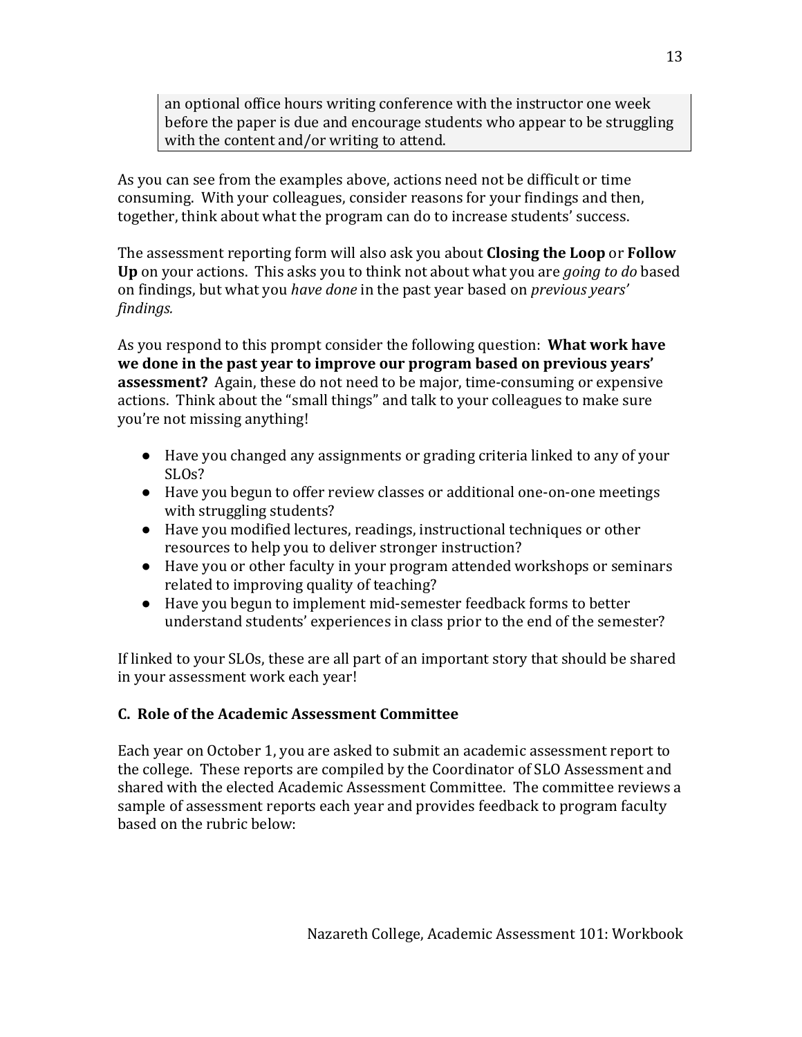> an optional office hours writing conference with the instructor one week before the paper is due and encourage students who appear to be struggling with the content and/or writing to attend.

As you can see from the examples above, actions need not be difficult or time consuming. With your colleagues, consider reasons for your findings and then, together, think about what the program can do to increase students' success.

The assessment reporting form will also ask you about **Closing the Loop** or **Follow Up** on your actions. This asks you to think not about what you are *going to do* based on findings, but what you *have done* in the past year based on *previous years' findings.*

As you respond to this prompt consider the following question: **What work have we done in the past year to improve our program based on previous years' assessment?** Again, these do not need to be major, time-consuming or expensive actions. Think about the "small things" and talk to your colleagues to make sure you're not missing anything!

- Have you changed any assignments or grading criteria linked to any of your SLOs?
- Have you begun to offer review classes or additional one-on-one meetings with struggling students?
- Have you modified lectures, readings, instructional techniques or other resources to help you to deliver stronger instruction?
- Have you or other faculty in your program attended workshops or seminars related to improving quality of teaching?
- Have you begun to implement mid-semester feedback forms to better understand students' experiences in class prior to the end of the semester?

If linked to your SLOs, these are all part of an important story that should be shared in your assessment work each year!

### C. Role of the Academic Assessment Committee

Each year on October 1, you are asked to submit an academic assessment report to the college. These reports are compiled by the Coordinator of SLO Assessment and shared with the elected Academic Assessment Committee. The committee reviews a sample of assessment reports each year and provides feedback to program faculty based on the rubric below: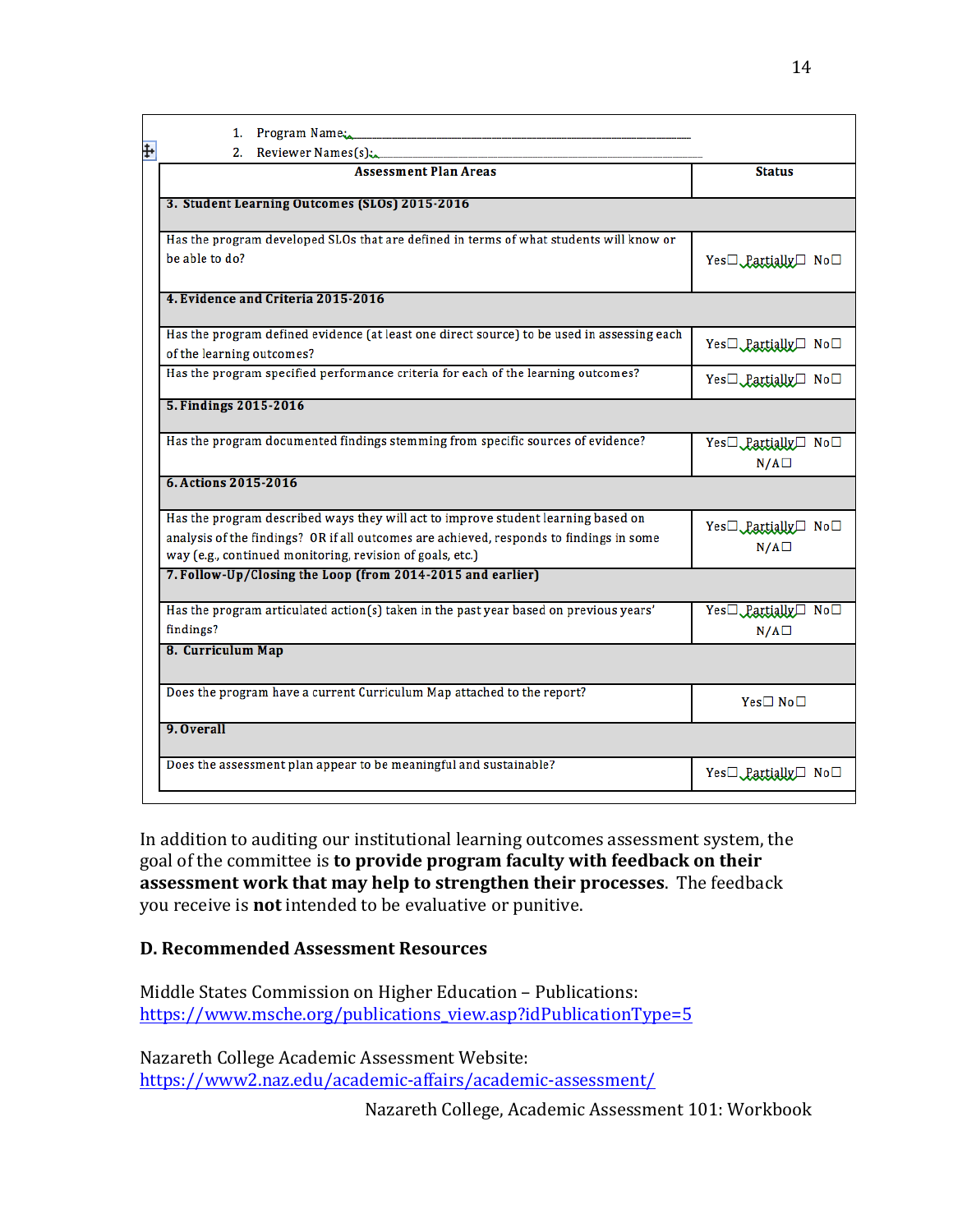1. Program Name: \_\_\_\_\_\_\_\_\_\_\_\_\_\_\_\_\_\_\_\_\_\_\_\_\_\_\_\_\_\_\_\_\_\_\_\_\_\_\_\_
2. Reviewer Names(s): \_\_\_\_\_\_\_\_\_\_\_\_\_\_\_\_\_\_\_\_\_\_\_\_\_\_\_\_\_\_\_\_\_\_\_\_\_\_

| Assessment Plan Areas | Status |
|---|---|
| **3. Student Learning Outcomes (SLOs) 2015-2016** | |
| Has the program developed SLOs that are defined in terms of what students will know or be able to do? | Yes☐ Partially☐ No☐ |
| **4. Evidence and Criteria 2015-2016** | |
| Has the program defined evidence (at least one direct source) to be used in assessing each of the learning outcomes? | Yes☐ Partially☐ No☐ |
| Has the program specified performance criteria for each of the learning outcomes? | Yes☐ Partially☐ No☐ |
| **5. Findings 2015-2016** | |
| Has the program documented findings stemming from specific sources of evidence? | Yes☐ Partially☐ No☐ N/A☐ |
| **6. Actions 2015-2016** | |
| Has the program described ways they will act to improve student learning based on analysis of the findings? OR if all outcomes are achieved, responds to findings in some way (e.g., continued monitoring, revision of goals, etc.) | Yes☐ Partially☐ No☐ N/A☐ |
| **7. Follow-Up/Closing the Loop (from 2014-2015 and earlier)** | |
| Has the program articulated action(s) taken in the past year based on previous years' findings? | Yes☐ Partially☐ No☐ N/A☐ |
| **8. Curriculum Map** | |
| Does the program have a current Curriculum Map attached to the report? | Yes☐ No☐ |
| **9. Overall** | |
| Does the assessment plan appear to be meaningful and sustainable? | Yes☐ Partially☐ No☐ |

In addition to auditing our institutional learning outcomes assessment system, the goal of the committee is **to provide program faculty with feedback on their assessment work that may help to strengthen their processes**. The feedback you receive is **not** intended to be evaluative or punitive.

## D. Recommended Assessment Resources

Middle States Commission on Higher Education – Publications:
https://www.msche.org/publications_view.asp?idPublicationType=5

Nazareth College Academic Assessment Website:
https://www2.naz.edu/academic-affairs/academic-assessment/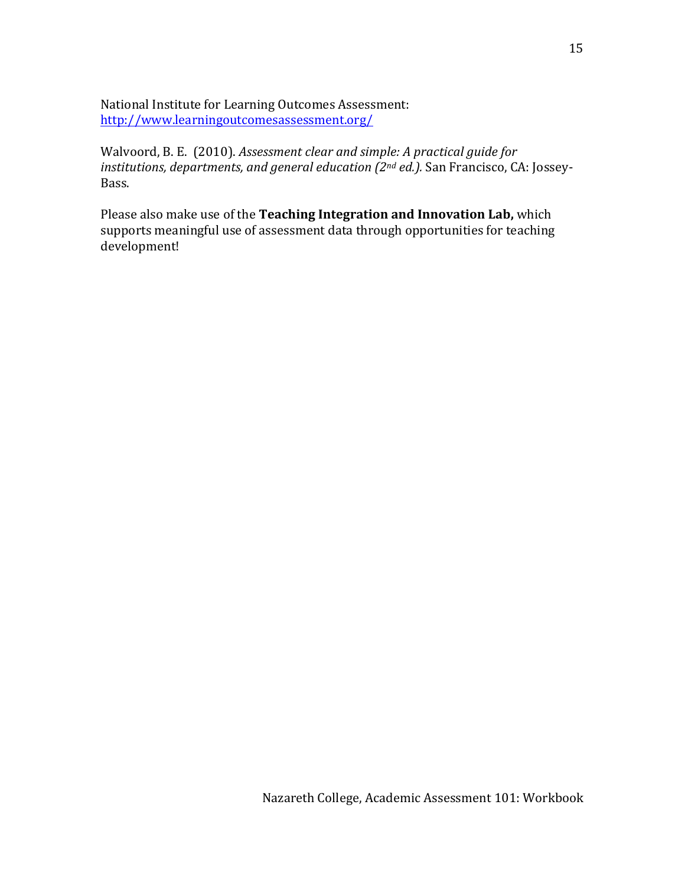National Institute for Learning Outcomes Assessment:
http://www.learningoutcomesassessment.org/

Walvoord, B. E. (2010). *Assessment clear and simple: A practical guide for institutions, departments, and general education (2nd ed.).* San Francisco, CA: Jossey-Bass.

Please also make use of the **Teaching Integration and Innovation Lab,** which supports meaningful use of assessment data through opportunities for teaching development!